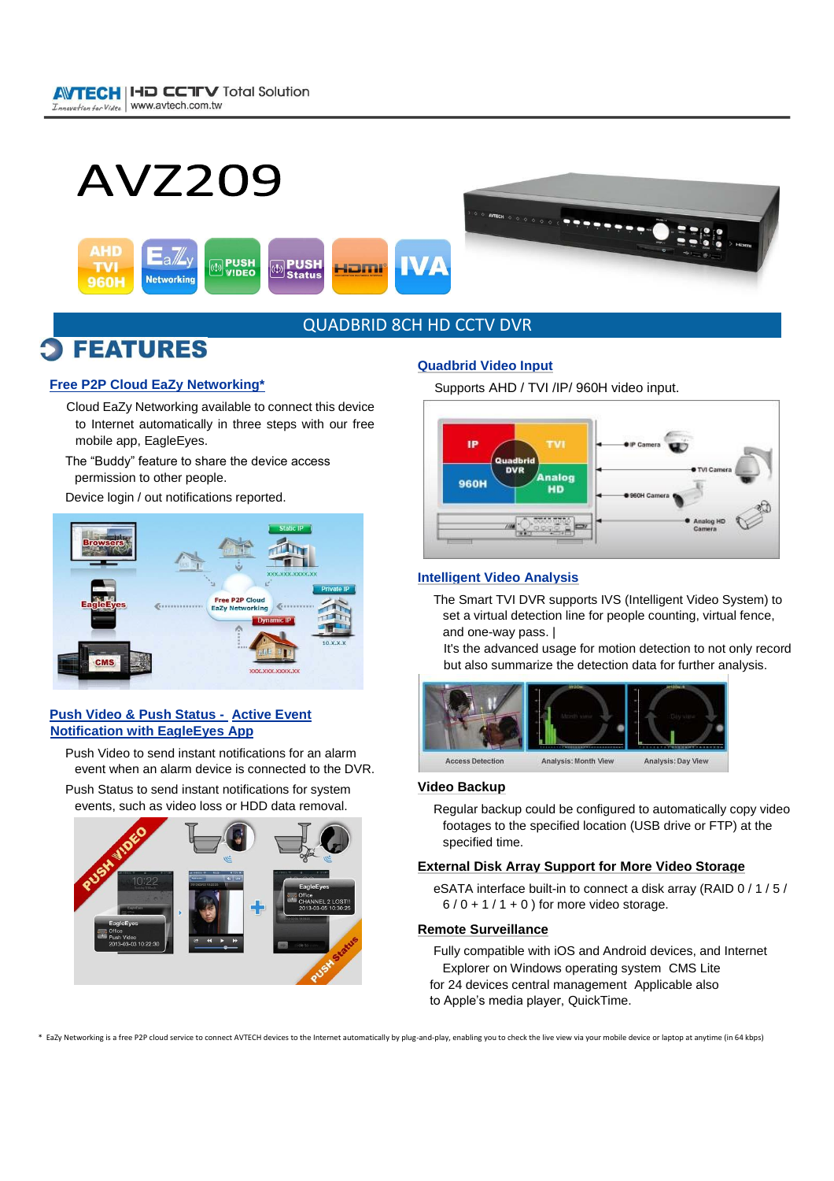# AVZ209

QUADBRID 8CH HD CCTV DVR

## FEATURES

### Free P2P Cloud EaZy Networking*

Cloud EaZy Networking available to connect this device to Internet automatically in three steps with our free mobile app, EagleEyes.

The “Buddy” feature to share the device access permission to other people.

Device login / out notifications reported.

### Push Video & Push Status - Active Event Notification with EagleEyes App

Push Video to send instant notifications for an alarm event when an alarm device is connected to the DVR.

Push Status to send instant notifications for system events, such as video loss or HDD data removal.

### Quadbrid Video Input

Supports AHD / TVI /IP/ 960H video input.

### Intelligent Video Analysis

The Smart TVI DVR supports IVS (Intelligent Video System) to set a virtual detection line for people counting, virtual fence, and one-way pass. |

It's the advanced usage for motion detection to not only record but also summarize the detection data for further analysis.

### Video Backup

Regular backup could be configured to automatically copy video footages to the specified location (USB drive or FTP) at the specified time.

### External Disk Array Support for More Video Storage

eSATA interface built-in to connect a disk array (RAID 0 / 1 / 5 / 6 / 0 + 1 / 1 + 0 ) for more video storage.

### Remote Surveillance

Fully compatible with iOS and Android devices, and Internet Explorer on Windows operating system CMS Lite for 24 devices central management Applicable also to Apple's media player, QuickTime.

\* EaZy Networking is a free P2P cloud service to connect AVTECH devices to the Internet automatically by plug-and-play, enabling you to check the live view via your mobile device or laptop at anytime (in 64 kbps)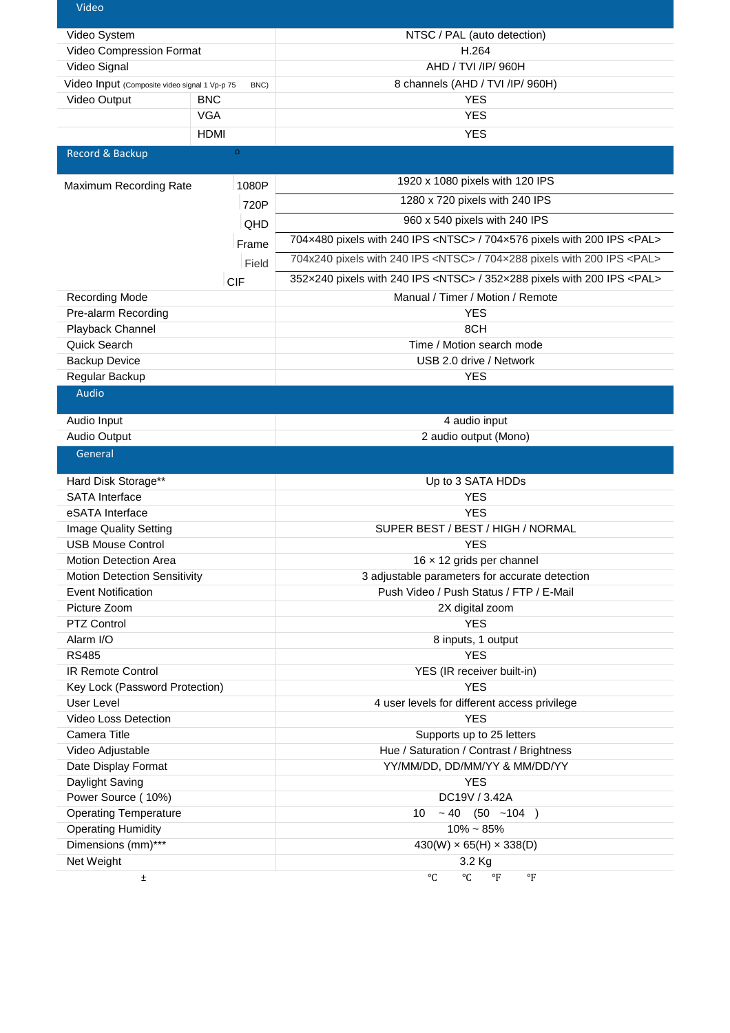## Video

| Video | | |
|---|---|---|
| Video System | | NTSC / PAL (auto detection) |
| Video Compression Format | | H.264 |
| Video Signal | | AHD / TVI /IP/ 960H |
| Video Input (Composite video signal 1 Vp-p 75 BNC) | | 8 channels (AHD / TVI /IP/ 960H) |
| Video Output | BNC | YES |
| | VGA | YES |
| | HDMI | YES |

## Record & Backup

| Record & Backup | | |
|---|---|---|
| Maximum Recording Rate | 1080P | 1920 x 1080 pixels with 120 IPS |
| | 720P | 1280 x 720 pixels with 240 IPS |
| | QHD | 960 x 540 pixels with 240 IPS |
| | Frame | 704×480 pixels with 240 IPS <NTSC> / 704×576 pixels with 200 IPS <PAL> |
| | Field | 704x240 pixels with 240 IPS <NTSC> / 704×288 pixels with 200 IPS <PAL> |
| | CIF | 352×240 pixels with 240 IPS <NTSC> / 352×288 pixels with 200 IPS <PAL> |
| Recording Mode | | Manual / Timer / Motion / Remote |
| Pre-alarm Recording | | YES |
| Playback Channel | | 8CH |
| Quick Search | | Time / Motion search mode |
| Backup Device | | USB 2.0 drive / Network |
| Regular Backup | | YES |

## Audio

| Audio | |
|---|---|
| Audio Input | 4 audio input |
| Audio Output | 2 audio output (Mono) |

## General

| General | |
|---|---|
| Hard Disk Storage** | Up to 3 SATA HDDs |
| SATA Interface | YES |
| eSATA Interface | YES |
| Image Quality Setting | SUPER BEST / BEST / HIGH / NORMAL |
| USB Mouse Control | YES |
| Motion Detection Area | 16 × 12 grids per channel |
| Motion Detection Sensitivity | 3 adjustable parameters for accurate detection |
| Event Notification | Push Video / Push Status / FTP / E-Mail |
| Picture Zoom | 2X digital zoom |
| PTZ Control | YES |
| Alarm I/O | 8 inputs, 1 output |
| RS485 | YES |
| IR Remote Control | YES (IR receiver built-in) |
| Key Lock (Password Protection) | YES |
| User Level | 4 user levels for different access privilege |
| Video Loss Detection | YES |
| Camera Title | Supports up to 25 letters |
| Video Adjustable | Hue / Saturation / Contrast / Brightness |
| Date Display Format | YY/MM/DD, DD/MM/YY & MM/DD/YY |
| Daylight Saving | YES |
| Power Source (±10%) | DC19V / 3.42A |
| Operating Temperature | 10℃ ~ 40℃ (50°F ~104°F) |
| Operating Humidity | 10% ~ 85% |
| Dimensions (mm)*** | 430(W) × 65(H) × 338(D) |
| Net Weight | 3.2 Kg |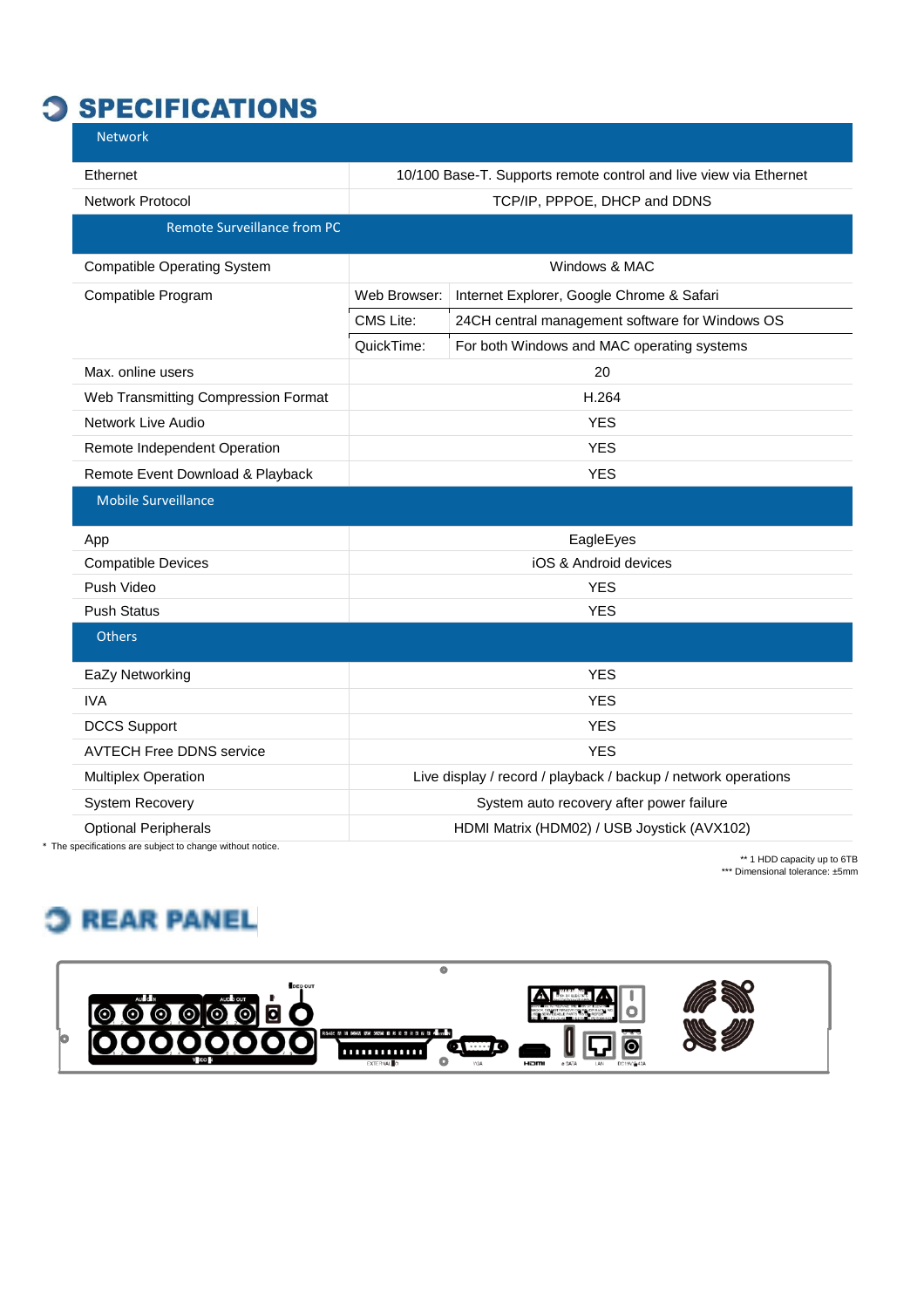# SPECIFICATIONS

| Network | | |
|---|---|---|
| Ethernet | 10/100 Base-T. Supports remote control and live view via Ethernet | |
| Network Protocol | TCP/IP, PPPOE, DHCP and DDNS | |
| **Remote Surveillance from PC** | | |
| Compatible Operating System | Windows & MAC | |
| Compatible Program | Web Browser: | Internet Explorer, Google Chrome & Safari |
| | CMS Lite: | 24CH central management software for Windows OS |
| | QuickTime: | For both Windows and MAC operating systems |
| Max. online users | 20 | |
| Web Transmitting Compression Format | H.264 | |
| Network Live Audio | YES | |
| Remote Independent Operation | YES | |
| Remote Event Download & Playback | YES | |
| **Mobile Surveillance** | | |
| App | EagleEyes | |
| Compatible Devices | iOS & Android devices | |
| Push Video | YES | |
| Push Status | YES | |
| **Others** | | |
| EaZy Networking | YES | |
| IVA | YES | |
| DCCS Support | YES | |
| AVTECH Free DDNS service | YES | |
| Multiplex Operation | Live display / record / playback / backup / network operations | |
| System Recovery | System auto recovery after power failure | |
| Optional Peripherals | HDMI Matrix (HDM02) / USB Joystick (AVX102) | |

\* The specifications are subject to change without notice.

\*\* 1 HDD capacity up to 6TB
\*\*\* Dimensional tolerance: ±5mm

# REAR PANEL